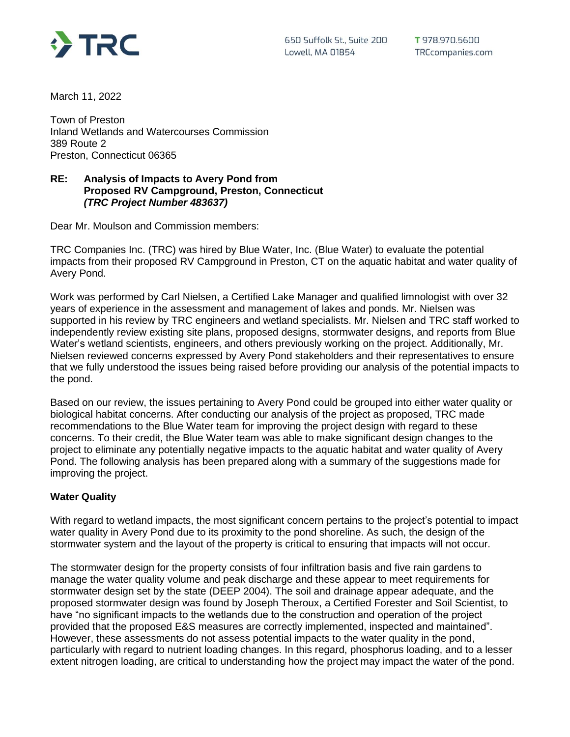TRC

650 Suffolk St., Suite 200
Lowell, MA 01854

T 978.970.5600
TRCcompanies.com

March 11, 2022

Town of Preston
Inland Wetlands and Watercourses Commission
389 Route 2
Preston, Connecticut 06365

**RE: Analysis of Impacts to Avery Pond from Proposed RV Campground, Preston, Connecticut**
***(TRC Project Number 483637)***

Dear Mr. Moulson and Commission members:

TRC Companies Inc. (TRC) was hired by Blue Water, Inc. (Blue Water) to evaluate the potential impacts from their proposed RV Campground in Preston, CT on the aquatic habitat and water quality of Avery Pond.

Work was performed by Carl Nielsen, a Certified Lake Manager and qualified limnologist with over 32 years of experience in the assessment and management of lakes and ponds. Mr. Nielsen was supported in his review by TRC engineers and wetland specialists. Mr. Nielsen and TRC staff worked to independently review existing site plans, proposed designs, stormwater designs, and reports from Blue Water's wetland scientists, engineers, and others previously working on the project. Additionally, Mr. Nielsen reviewed concerns expressed by Avery Pond stakeholders and their representatives to ensure that we fully understood the issues being raised before providing our analysis of the potential impacts to the pond.

Based on our review, the issues pertaining to Avery Pond could be grouped into either water quality or biological habitat concerns. After conducting our analysis of the project as proposed, TRC made recommendations to the Blue Water team for improving the project design with regard to these concerns. To their credit, the Blue Water team was able to make significant design changes to the project to eliminate any potentially negative impacts to the aquatic habitat and water quality of Avery Pond. The following analysis has been prepared along with a summary of the suggestions made for improving the project.

**Water Quality**

With regard to wetland impacts, the most significant concern pertains to the project's potential to impact water quality in Avery Pond due to its proximity to the pond shoreline. As such, the design of the stormwater system and the layout of the property is critical to ensuring that impacts will not occur.

The stormwater design for the property consists of four infiltration basis and five rain gardens to manage the water quality volume and peak discharge and these appear to meet requirements for stormwater design set by the state (DEEP 2004). The soil and drainage appear adequate, and the proposed stormwater design was found by Joseph Theroux, a Certified Forester and Soil Scientist, to have "no significant impacts to the wetlands due to the construction and operation of the project provided that the proposed E&S measures are correctly implemented, inspected and maintained". However, these assessments do not assess potential impacts to the water quality in the pond, particularly with regard to nutrient loading changes. In this regard, phosphorus loading, and to a lesser extent nitrogen loading, are critical to understanding how the project may impact the water of the pond.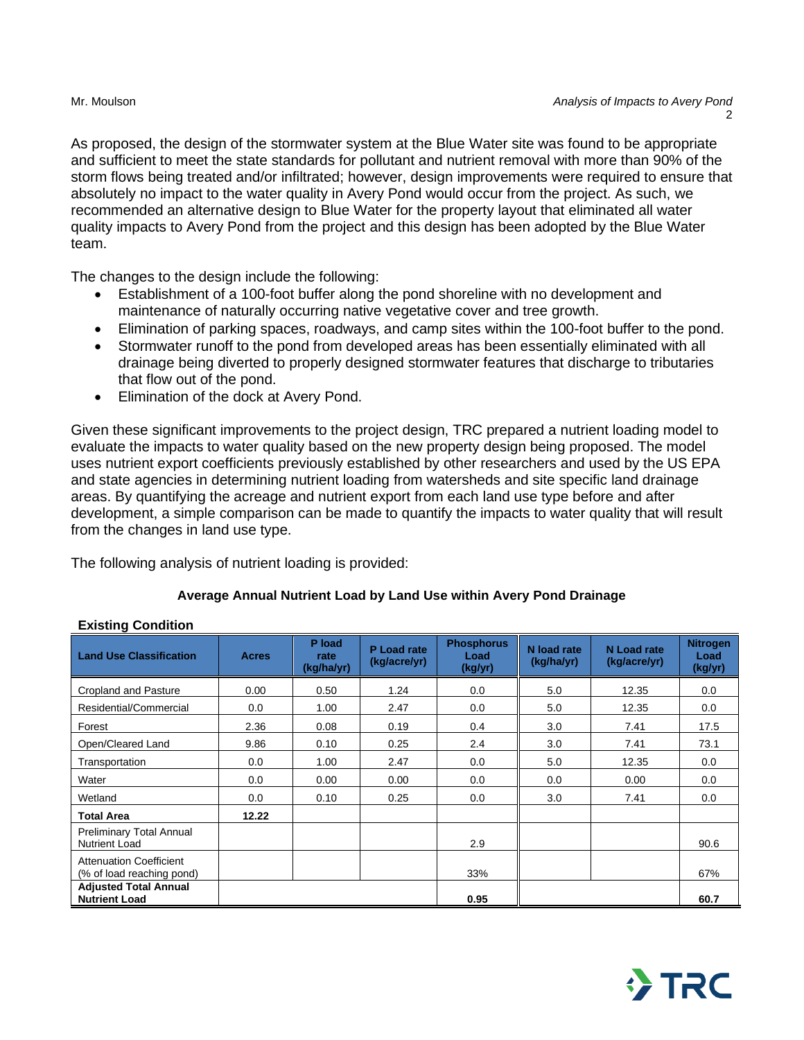As proposed, the design of the stormwater system at the Blue Water site was found to be appropriate and sufficient to meet the state standards for pollutant and nutrient removal with more than 90% of the storm flows being treated and/or infiltrated; however, design improvements were required to ensure that absolutely no impact to the water quality in Avery Pond would occur from the project. As such, we recommended an alternative design to Blue Water for the property layout that eliminated all water quality impacts to Avery Pond from the project and this design has been adopted by the Blue Water team.

The changes to the design include the following:

- Establishment of a 100-foot buffer along the pond shoreline with no development and maintenance of naturally occurring native vegetative cover and tree growth.
- Elimination of parking spaces, roadways, and camp sites within the 100-foot buffer to the pond.
- Stormwater runoff to the pond from developed areas has been essentially eliminated with all drainage being diverted to properly designed stormwater features that discharge to tributaries that flow out of the pond.
- Elimination of the dock at Avery Pond.

Given these significant improvements to the project design, TRC prepared a nutrient loading model to evaluate the impacts to water quality based on the new property design being proposed. The model uses nutrient export coefficients previously established by other researchers and used by the US EPA and state agencies in determining nutrient loading from watersheds and site specific land drainage areas. By quantifying the acreage and nutrient export from each land use type before and after development, a simple comparison can be made to quantify the impacts to water quality that will result from the changes in land use type.

The following analysis of nutrient loading is provided:

**Average Annual Nutrient Load by Land Use within Avery Pond Drainage**

**Existing Condition**

| Land Use Classification | Acres | P load rate (kg/ha/yr) | P Load rate (kg/acre/yr) | Phosphorus Load (kg/yr) | N load rate (kg/ha/yr) | N Load rate (kg/acre/yr) | Nitrogen Load (kg/yr) |
|---|---|---|---|---|---|---|---|
| Cropland and Pasture | 0.00 | 0.50 | 1.24 | 0.0 | 5.0 | 12.35 | 0.0 |
| Residential/Commercial | 0.0 | 1.00 | 2.47 | 0.0 | 5.0 | 12.35 | 0.0 |
| Forest | 2.36 | 0.08 | 0.19 | 0.4 | 3.0 | 7.41 | 17.5 |
| Open/Cleared Land | 9.86 | 0.10 | 0.25 | 2.4 | 3.0 | 7.41 | 73.1 |
| Transportation | 0.0 | 1.00 | 2.47 | 0.0 | 5.0 | 12.35 | 0.0 |
| Water | 0.0 | 0.00 | 0.00 | 0.0 | 0.0 | 0.00 | 0.0 |
| Wetland | 0.0 | 0.10 | 0.25 | 0.0 | 3.0 | 7.41 | 0.0 |
| **Total Area** | **12.22** | | | | | | |
| Preliminary Total Annual Nutrient Load | | | | 2.9 | | | 90.6 |
| Attenuation Coefficient (% of load reaching pond) | | | | 33% | | | 67% |
| **Adjusted Total Annual Nutrient Load** | | | | **0.95** | | | **60.7** |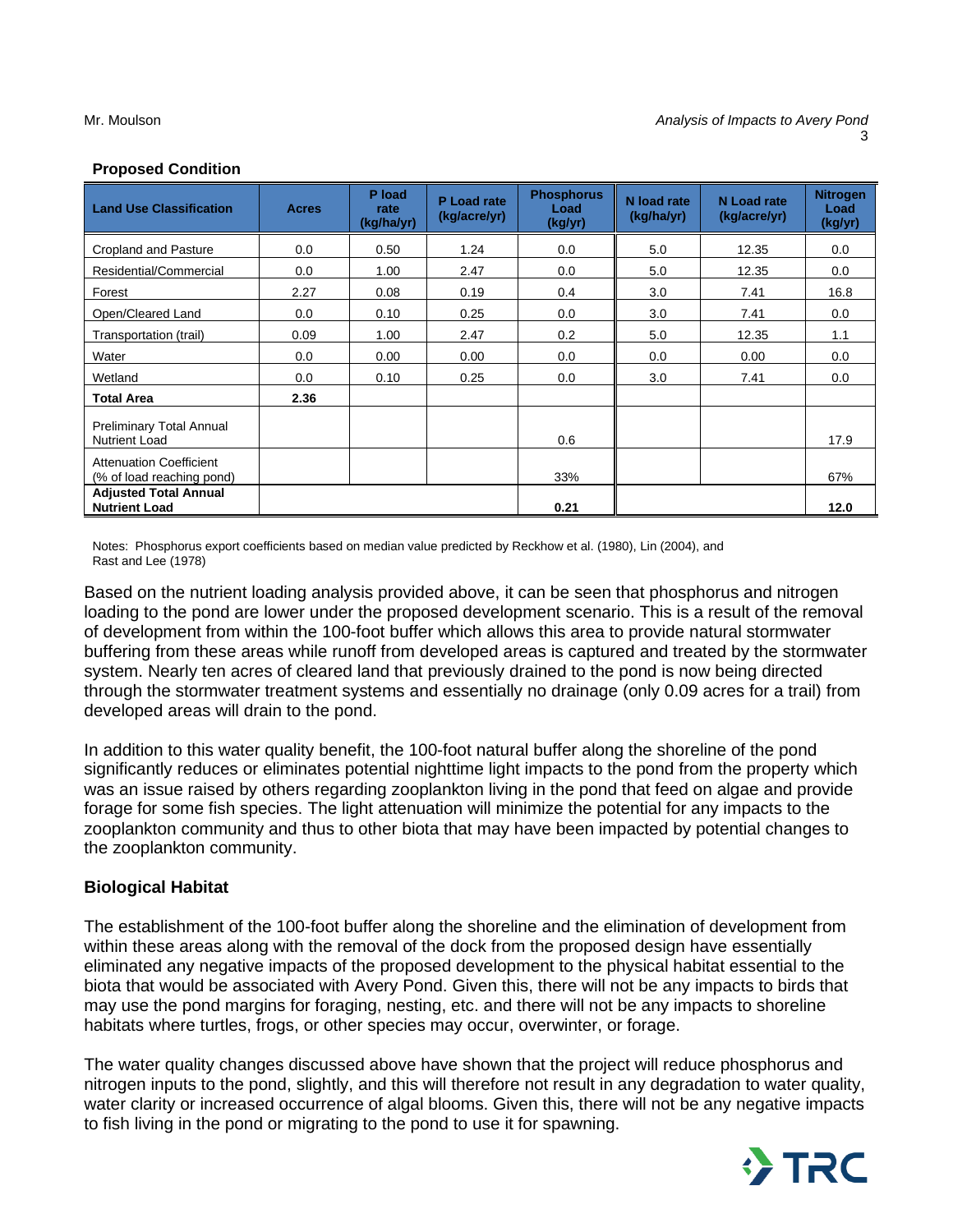**Proposed Condition**

| Land Use Classification | Acres | P load rate (kg/ha/yr) | P Load rate (kg/acre/yr) | Phosphorus Load (kg/yr) | N load rate (kg/ha/yr) | N Load rate (kg/acre/yr) | Nitrogen Load (kg/yr) |
|---|---|---|---|---|---|---|---|
| Cropland and Pasture | 0.0 | 0.50 | 1.24 | 0.0 | 5.0 | 12.35 | 0.0 |
| Residential/Commercial | 0.0 | 1.00 | 2.47 | 0.0 | 5.0 | 12.35 | 0.0 |
| Forest | 2.27 | 0.08 | 0.19 | 0.4 | 3.0 | 7.41 | 16.8 |
| Open/Cleared Land | 0.0 | 0.10 | 0.25 | 0.0 | 3.0 | 7.41 | 0.0 |
| Transportation (trail) | 0.09 | 1.00 | 2.47 | 0.2 | 5.0 | 12.35 | 1.1 |
| Water | 0.0 | 0.00 | 0.00 | 0.0 | 0.0 | 0.00 | 0.0 |
| Wetland | 0.0 | 0.10 | 0.25 | 0.0 | 3.0 | 7.41 | 0.0 |
| **Total Area** | **2.36** | | | | | | |
| Preliminary Total Annual Nutrient Load | | | | 0.6 | | | 17.9 |
| Attenuation Coefficient (% of load reaching pond) | | | | 33% | | | 67% |
| **Adjusted Total Annual Nutrient Load** | | | | **0.21** | | | **12.0** |

Notes: Phosphorus export coefficients based on median value predicted by Reckhow et al. (1980), Lin (2004), and Rast and Lee (1978)

Based on the nutrient loading analysis provided above, it can be seen that phosphorus and nitrogen loading to the pond are lower under the proposed development scenario. This is a result of the removal of development from within the 100-foot buffer which allows this area to provide natural stormwater buffering from these areas while runoff from developed areas is captured and treated by the stormwater system. Nearly ten acres of cleared land that previously drained to the pond is now being directed through the stormwater treatment systems and essentially no drainage (only 0.09 acres for a trail) from developed areas will drain to the pond.

In addition to this water quality benefit, the 100-foot natural buffer along the shoreline of the pond significantly reduces or eliminates potential nighttime light impacts to the pond from the property which was an issue raised by others regarding zooplankton living in the pond that feed on algae and provide forage for some fish species. The light attenuation will minimize the potential for any impacts to the zooplankton community and thus to other biota that may have been impacted by potential changes to the zooplankton community.

## Biological Habitat

The establishment of the 100-foot buffer along the shoreline and the elimination of development from within these areas along with the removal of the dock from the proposed design have essentially eliminated any negative impacts of the proposed development to the physical habitat essential to the biota that would be associated with Avery Pond. Given this, there will not be any impacts to birds that may use the pond margins for foraging, nesting, etc. and there will not be any impacts to shoreline habitats where turtles, frogs, or other species may occur, overwinter, or forage.

The water quality changes discussed above have shown that the project will reduce phosphorus and nitrogen inputs to the pond, slightly, and this will therefore not result in any degradation to water quality, water clarity or increased occurrence of algal blooms. Given this, there will not be any negative impacts to fish living in the pond or migrating to the pond to use it for spawning.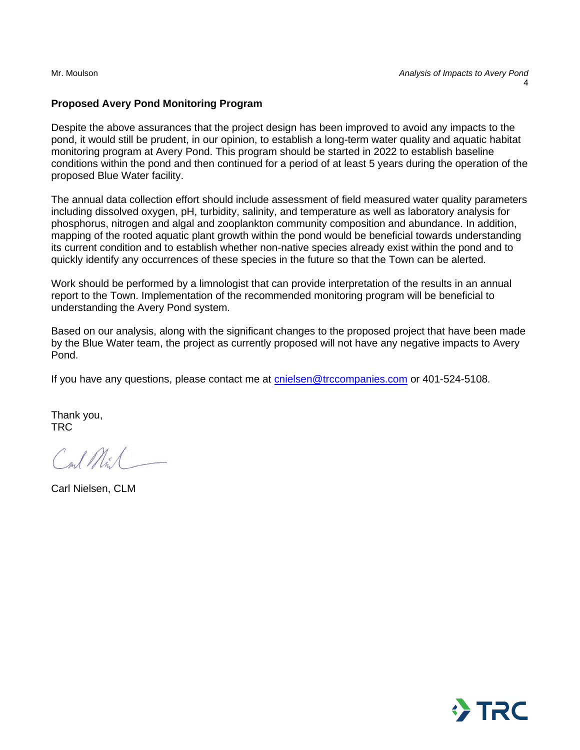**Proposed Avery Pond Monitoring Program**

Despite the above assurances that the project design has been improved to avoid any impacts to the pond, it would still be prudent, in our opinion, to establish a long-term water quality and aquatic habitat monitoring program at Avery Pond. This program should be started in 2022 to establish baseline conditions within the pond and then continued for a period of at least 5 years during the operation of the proposed Blue Water facility.

The annual data collection effort should include assessment of field measured water quality parameters including dissolved oxygen, pH, turbidity, salinity, and temperature as well as laboratory analysis for phosphorus, nitrogen and algal and zooplankton community composition and abundance. In addition, mapping of the rooted aquatic plant growth within the pond would be beneficial towards understanding its current condition and to establish whether non-native species already exist within the pond and to quickly identify any occurrences of these species in the future so that the Town can be alerted.

Work should be performed by a limnologist that can provide interpretation of the results in an annual report to the Town. Implementation of the recommended monitoring program will be beneficial to understanding the Avery Pond system.

Based on our analysis, along with the significant changes to the proposed project that have been made by the Blue Water team, the project as currently proposed will not have any negative impacts to Avery Pond.

If you have any questions, please contact me at cnielsen@trccompanies.com or 401-524-5108.

Thank you,
TRC

Carl Nielsen, CLM